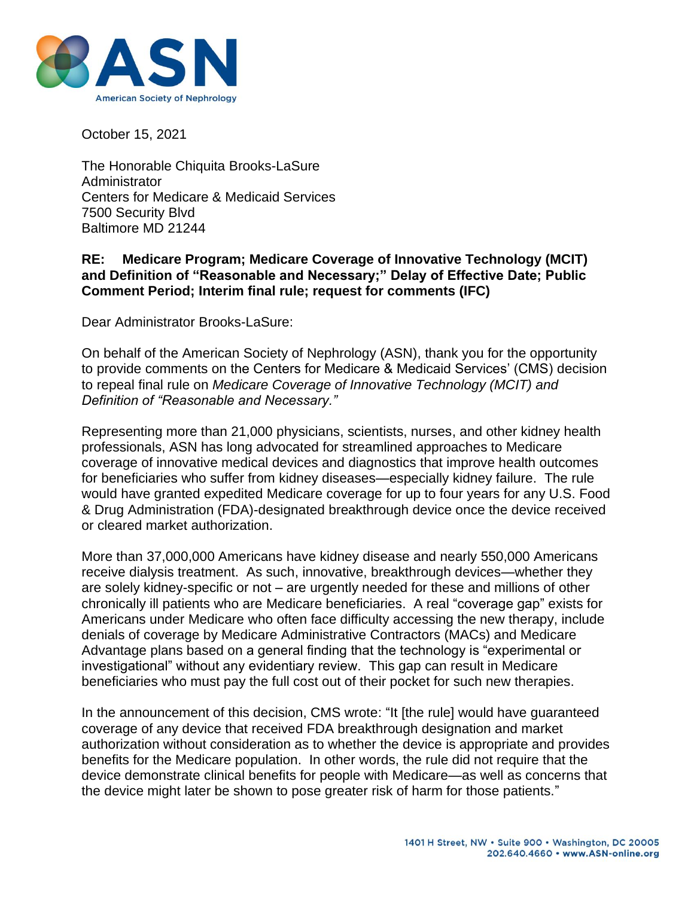American Society of Nephrology

October 15, 2021

The Honorable Chiquita Brooks-LaSure
Administrator
Centers for Medicare & Medicaid Services
7500 Security Blvd
Baltimore MD 21244

**RE: Medicare Program; Medicare Coverage of Innovative Technology (MCIT) and Definition of "Reasonable and Necessary;" Delay of Effective Date; Public Comment Period; Interim final rule; request for comments (IFC)**

Dear Administrator Brooks-LaSure:

On behalf of the American Society of Nephrology (ASN), thank you for the opportunity to provide comments on the Centers for Medicare & Medicaid Services' (CMS) decision to repeal final rule on *Medicare Coverage of Innovative Technology (MCIT) and Definition of "Reasonable and Necessary."*

Representing more than 21,000 physicians, scientists, nurses, and other kidney health professionals, ASN has long advocated for streamlined approaches to Medicare coverage of innovative medical devices and diagnostics that improve health outcomes for beneficiaries who suffer from kidney diseases—especially kidney failure. The rule would have granted expedited Medicare coverage for up to four years for any U.S. Food & Drug Administration (FDA)-designated breakthrough device once the device received or cleared market authorization.

More than 37,000,000 Americans have kidney disease and nearly 550,000 Americans receive dialysis treatment. As such, innovative, breakthrough devices—whether they are solely kidney-specific or not – are urgently needed for these and millions of other chronically ill patients who are Medicare beneficiaries. A real "coverage gap" exists for Americans under Medicare who often face difficulty accessing the new therapy, include denials of coverage by Medicare Administrative Contractors (MACs) and Medicare Advantage plans based on a general finding that the technology is "experimental or investigational" without any evidentiary review. This gap can result in Medicare beneficiaries who must pay the full cost out of their pocket for such new therapies.

In the announcement of this decision, CMS wrote: "It [the rule] would have guaranteed coverage of any device that received FDA breakthrough designation and market authorization without consideration as to whether the device is appropriate and provides benefits for the Medicare population. In other words, the rule did not require that the device demonstrate clinical benefits for people with Medicare—as well as concerns that the device might later be shown to pose greater risk of harm for those patients."

1401 H Street, NW • Suite 900 • Washington, DC 20005
202.640.4660 • www.ASN-online.org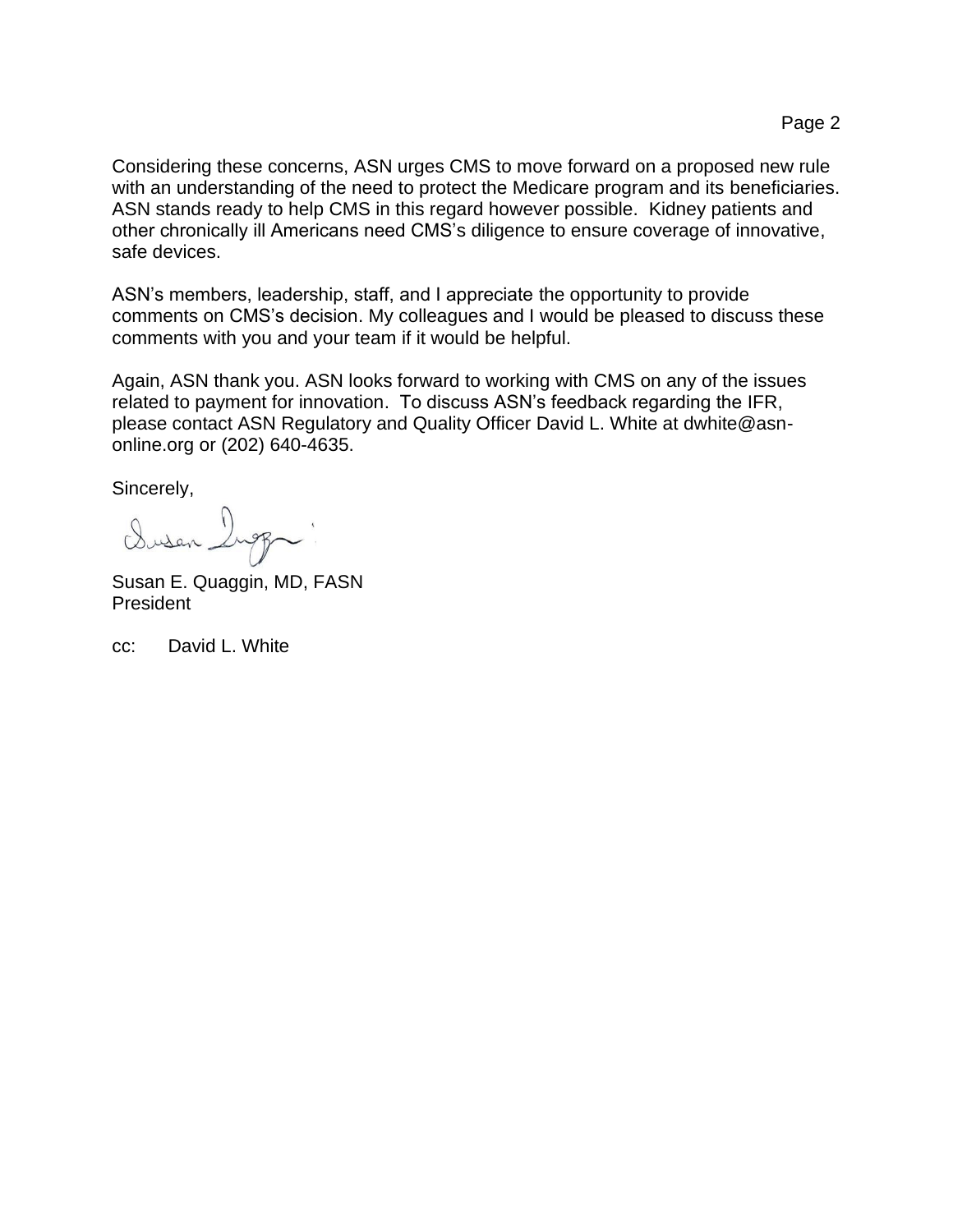Considering these concerns, ASN urges CMS to move forward on a proposed new rule with an understanding of the need to protect the Medicare program and its beneficiaries. ASN stands ready to help CMS in this regard however possible. Kidney patients and other chronically ill Americans need CMS's diligence to ensure coverage of innovative, safe devices.

ASN's members, leadership, staff, and I appreciate the opportunity to provide comments on CMS's decision. My colleagues and I would be pleased to discuss these comments with you and your team if it would be helpful.

Again, ASN thank you. ASN looks forward to working with CMS on any of the issues related to payment for innovation. To discuss ASN's feedback regarding the IFR, please contact ASN Regulatory and Quality Officer David L. White at dwhite@asn-online.org or (202) 640-4635.

Sincerely,

Susan E. Quaggin, MD, FASN
President

cc: David L. White